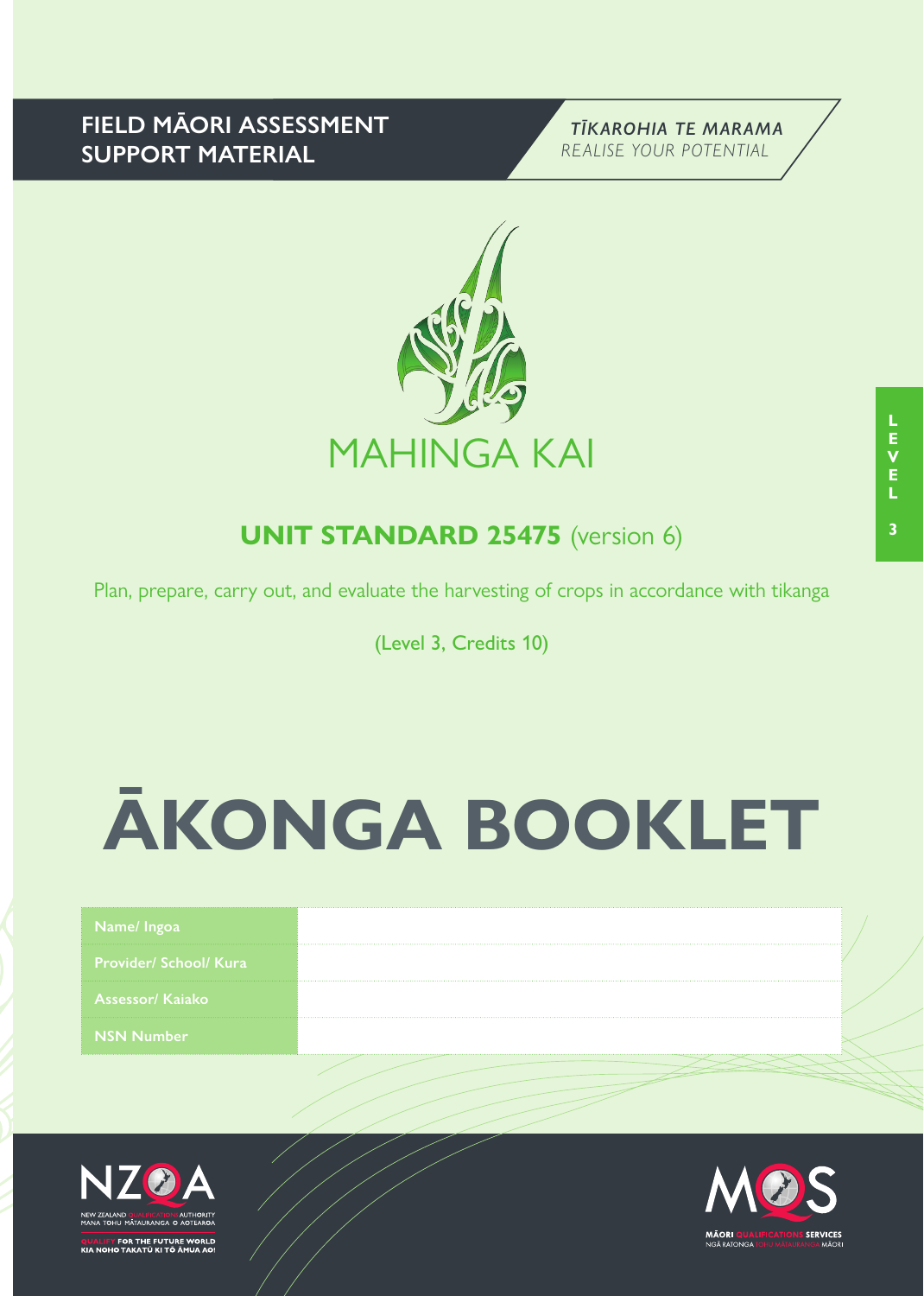FIELD MĀORI ASSESSMENT SUPPORT MATERIAL

*TĪKAROHIA TE MARAMA*
*REALISE YOUR POTENTIAL*

MAHINGA KAI

LEVEL 3

## UNIT STANDARD 25475 (version 6)

Plan, prepare, carry out, and evaluate the harvesting of crops in accordance with tikanga

(Level 3, Credits 10)

# ĀKONGA BOOKLET

| Name/ Ingoa | |
|---|---|
| Provider/ School/ Kura | |
| Assessor/ Kaiako | |
| NSN Number | |

NZQA
NEW ZEALAND QUALIFICATIONS AUTHORITY
MANA TOHU MĀTAURANGA O AOTEAROA
QUALIFY FOR THE FUTURE WORLD
KIA NOHO TAKATŪ KI TŌ ĀMUA AO!

MQS
MĀORI QUALIFICATIONS SERVICES
NGĀ RATONGA TOHU MĀTAURANGA MĀORI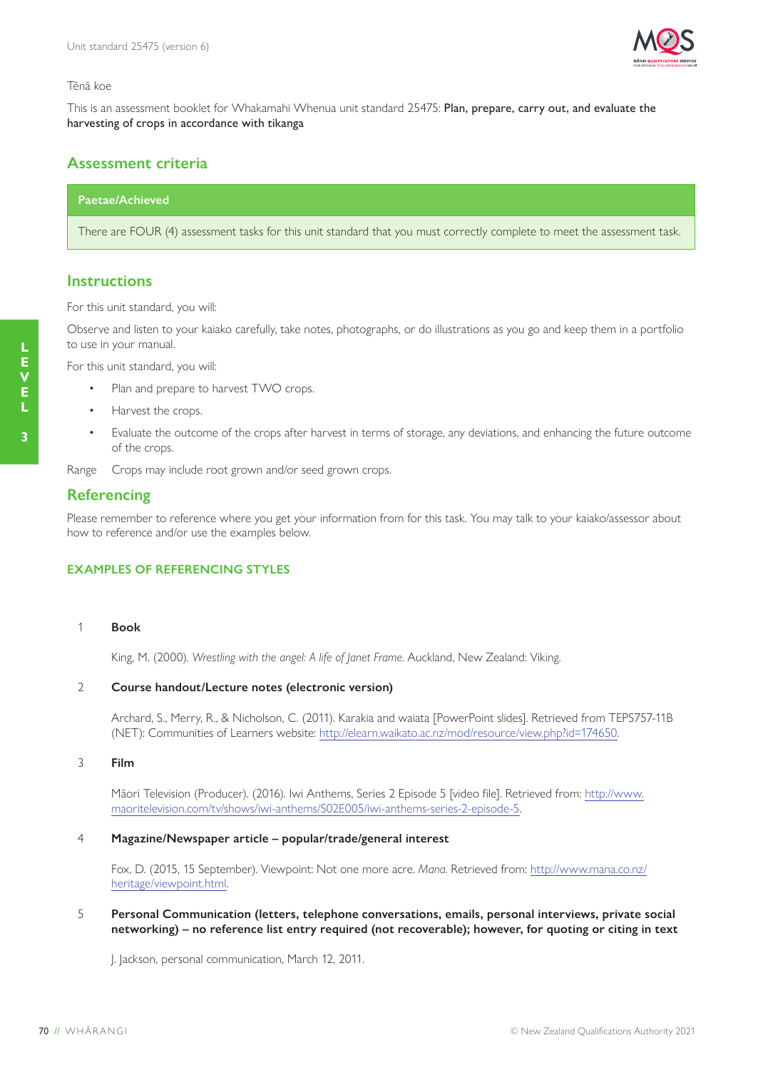Tēnā koe

This is an assessment booklet for Whakamahi Whenua unit standard 25475: **Plan, prepare, carry out, and evaluate the harvesting of crops in accordance with tikanga**

## Assessment criteria

| Paetae/Achieved |
| --- |
| There are FOUR (4) assessment tasks for this unit standard that you must correctly complete to meet the assessment task. |

## Instructions

For this unit standard, you will:

Observe and listen to your kaiako carefully, take notes, photographs, or do illustrations as you go and keep them in a portfolio to use in your manual.

For this unit standard, you will:

- Plan and prepare to harvest TWO crops.
- Harvest the crops.
- Evaluate the outcome of the crops after harvest in terms of storage, any deviations, and enhancing the future outcome of the crops.

Range   Crops may include root grown and/or seed grown crops.

## Referencing

Please remember to reference where you get your information from for this task. You may talk to your kaiako/assessor about how to reference and/or use the examples below.

### EXAMPLES OF REFERENCING STYLES

1. **Book**

   King, M. (2000). *Wrestling with the angel: A life of Janet Frame.* Auckland, New Zealand: Viking.

2. **Course handout/Lecture notes (electronic version)**

   Archard, S., Merry, R., & Nicholson, C. (2011). Karakia and waiata [PowerPoint slides]. Retrieved from TEPS757-11B (NET): Communities of Learners website: http://elearn.waikato.ac.nz/mod/resource/view.php?id=174650.

3. **Film**

   Māori Television (Producer). (2016). Iwi Anthems, Series 2 Episode 5 [video file]. Retrieved from: http://www.maoritelevision.com/tv/shows/iwi-anthems/S02E005/iwi-anthems-series-2-episode-5.

4. **Magazine/Newspaper article – popular/trade/general interest**

   Fox, D. (2015, 15 September). Viewpoint: Not one more acre. *Mana.* Retrieved from: http://www.mana.co.nz/heritage/viewpoint.html.

5. **Personal Communication (letters, telephone conversations, emails, personal interviews, private social networking) – no reference list entry required (not recoverable); however, for quoting or citing in text**

   J. Jackson, personal communication, March 12, 2011.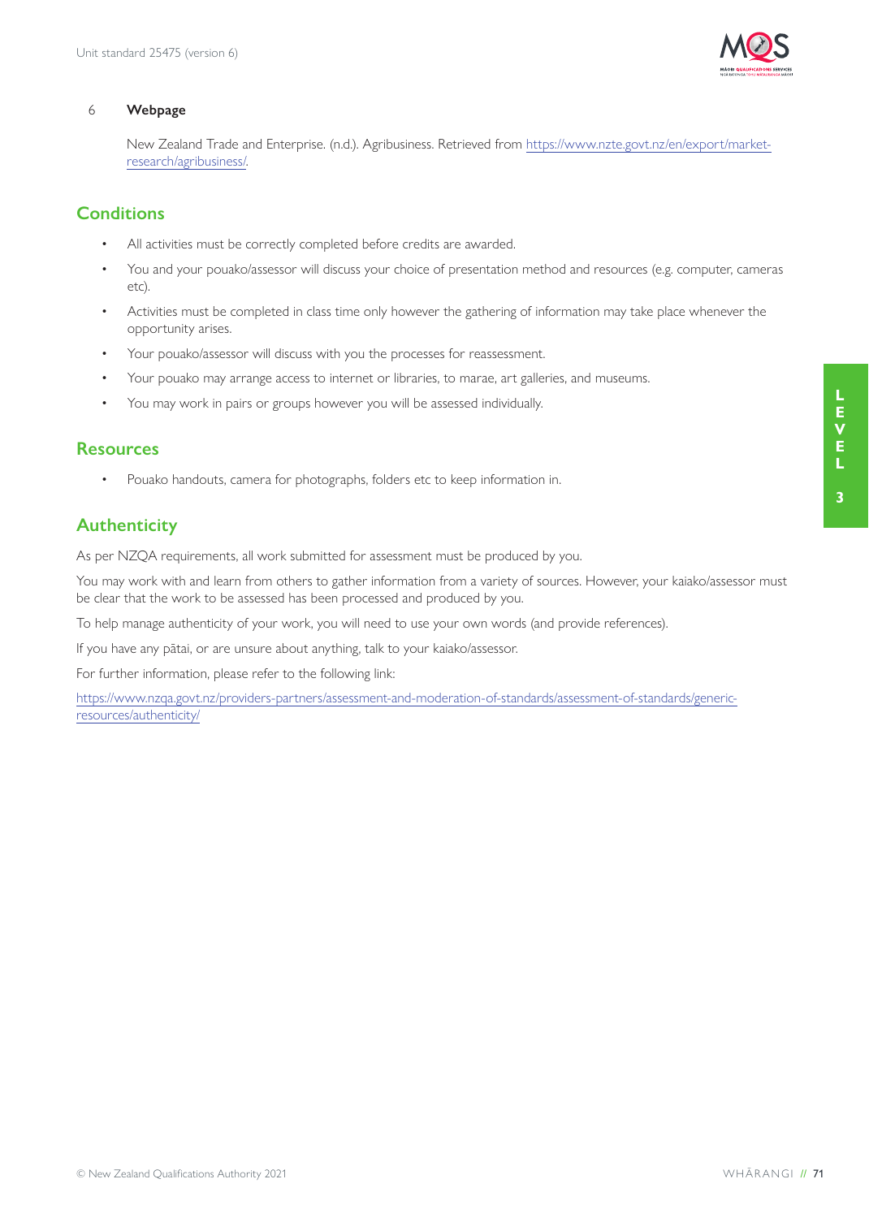6 **Webpage**

New Zealand Trade and Enterprise. (n.d.). Agribusiness. Retrieved from https://www.nzte.govt.nz/en/export/market-research/agribusiness/.

## Conditions

- All activities must be correctly completed before credits are awarded.
- You and your pouako/assessor will discuss your choice of presentation method and resources (e.g. computer, cameras etc).
- Activities must be completed in class time only however the gathering of information may take place whenever the opportunity arises.
- Your pouako/assessor will discuss with you the processes for reassessment.
- Your pouako may arrange access to internet or libraries, to marae, art galleries, and museums.
- You may work in pairs or groups however you will be assessed individually.

## Resources

- Pouako handouts, camera for photographs, folders etc to keep information in.

## Authenticity

As per NZQA requirements, all work submitted for assessment must be produced by you.

You may work with and learn from others to gather information from a variety of sources. However, your kaiako/assessor must be clear that the work to be assessed has been processed and produced by you.

To help manage authenticity of your work, you will need to use your own words (and provide references).

If you have any pātai, or are unsure about anything, talk to your kaiako/assessor.

For further information, please refer to the following link:

https://www.nzqa.govt.nz/providers-partners/assessment-and-moderation-of-standards/assessment-of-standards/generic-resources/authenticity/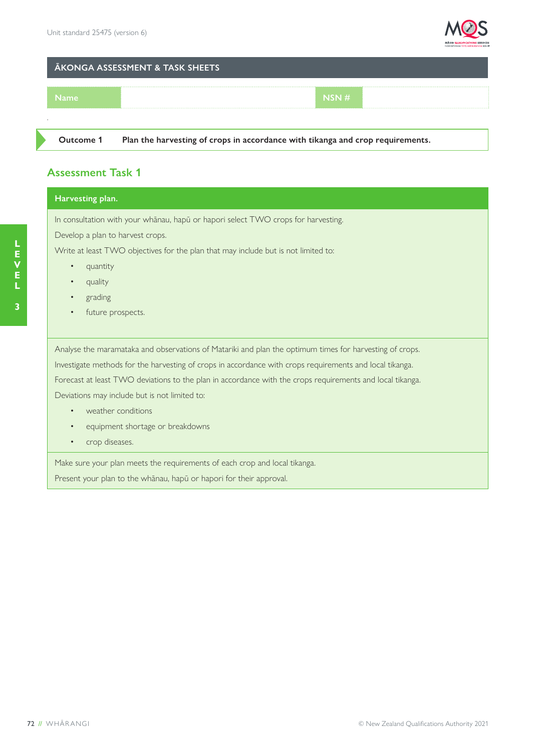## ĀKONGA ASSESSMENT & TASK SHEETS

| Name | | NSN # | |
|---|---|---|---|

**Outcome 1** **Plan the harvesting of crops in accordance with tikanga and crop requirements.**

## Assessment Task 1

**Harvesting plan.**

In consultation with your whānau, hapū or hapori select TWO crops for harvesting.

Develop a plan to harvest crops.

Write at least TWO objectives for the plan that may include but is not limited to:

- quantity
- quality
- grading
- future prospects.

Analyse the maramataka and observations of Matariki and plan the optimum times for harvesting of crops.

Investigate methods for the harvesting of crops in accordance with crops requirements and local tikanga.

Forecast at least TWO deviations to the plan in accordance with the crops requirements and local tikanga.

Deviations may include but is not limited to:

- weather conditions
- equipment shortage or breakdowns
- crop diseases.

Make sure your plan meets the requirements of each crop and local tikanga.

Present your plan to the whānau, hapū or hapori for their approval.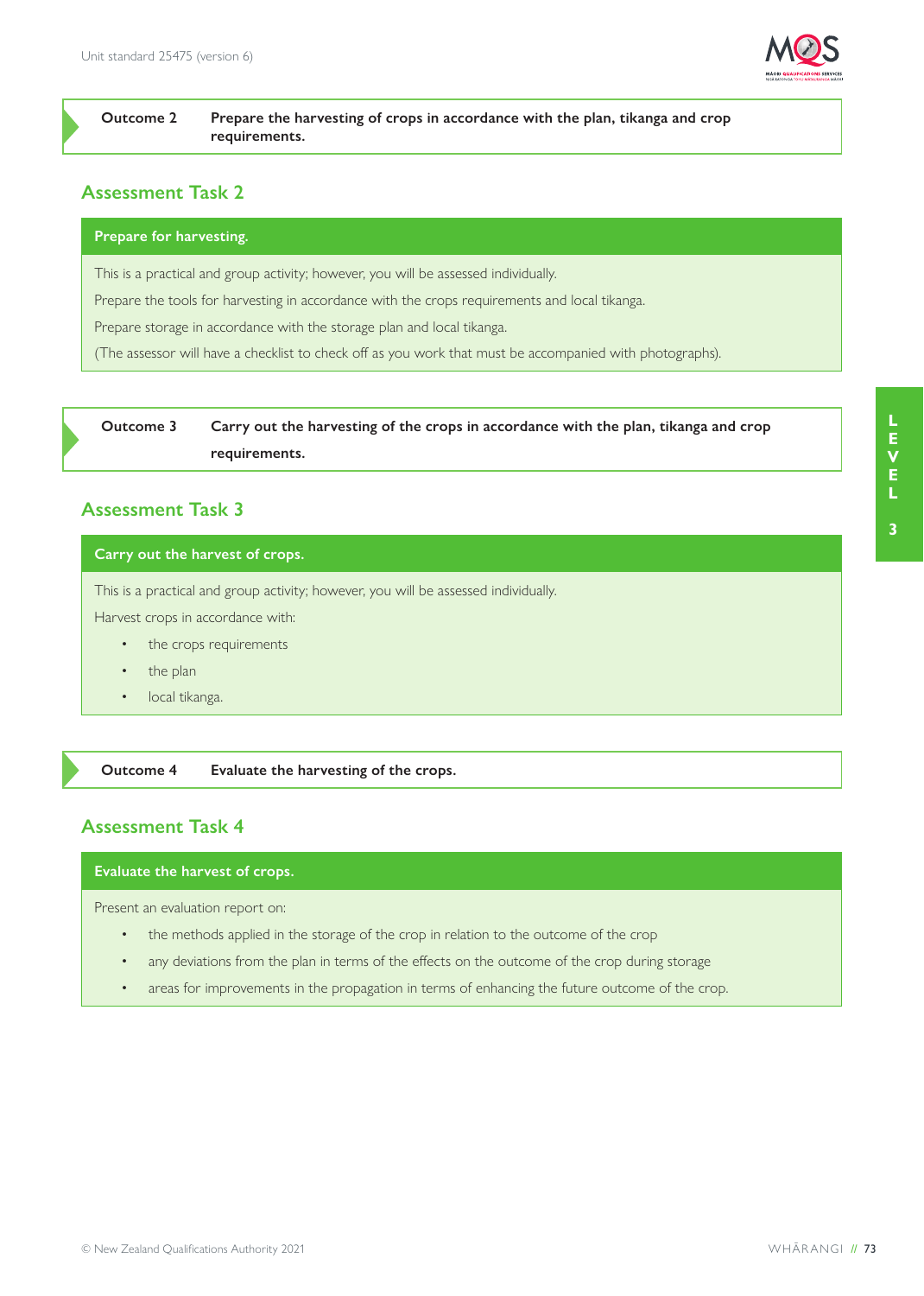**Outcome 2** Prepare the harvesting of crops in accordance with the plan, tikanga and crop requirements.

## Assessment Task 2

**Prepare for harvesting.**

This is a practical and group activity; however, you will be assessed individually.

Prepare the tools for harvesting in accordance with the crops requirements and local tikanga.

Prepare storage in accordance with the storage plan and local tikanga.

(The assessor will have a checklist to check off as you work that must be accompanied with photographs).

**Outcome 3** Carry out the harvesting of the crops in accordance with the plan, tikanga and crop requirements.

## Assessment Task 3

**Carry out the harvest of crops.**

This is a practical and group activity; however, you will be assessed individually.

Harvest crops in accordance with:

- the crops requirements
- the plan
- local tikanga.

**Outcome 4** Evaluate the harvesting of the crops.

## Assessment Task 4

**Evaluate the harvest of crops.**

Present an evaluation report on:

- the methods applied in the storage of the crop in relation to the outcome of the crop
- any deviations from the plan in terms of the effects on the outcome of the crop during storage
- areas for improvements in the propagation in terms of enhancing the future outcome of the crop.